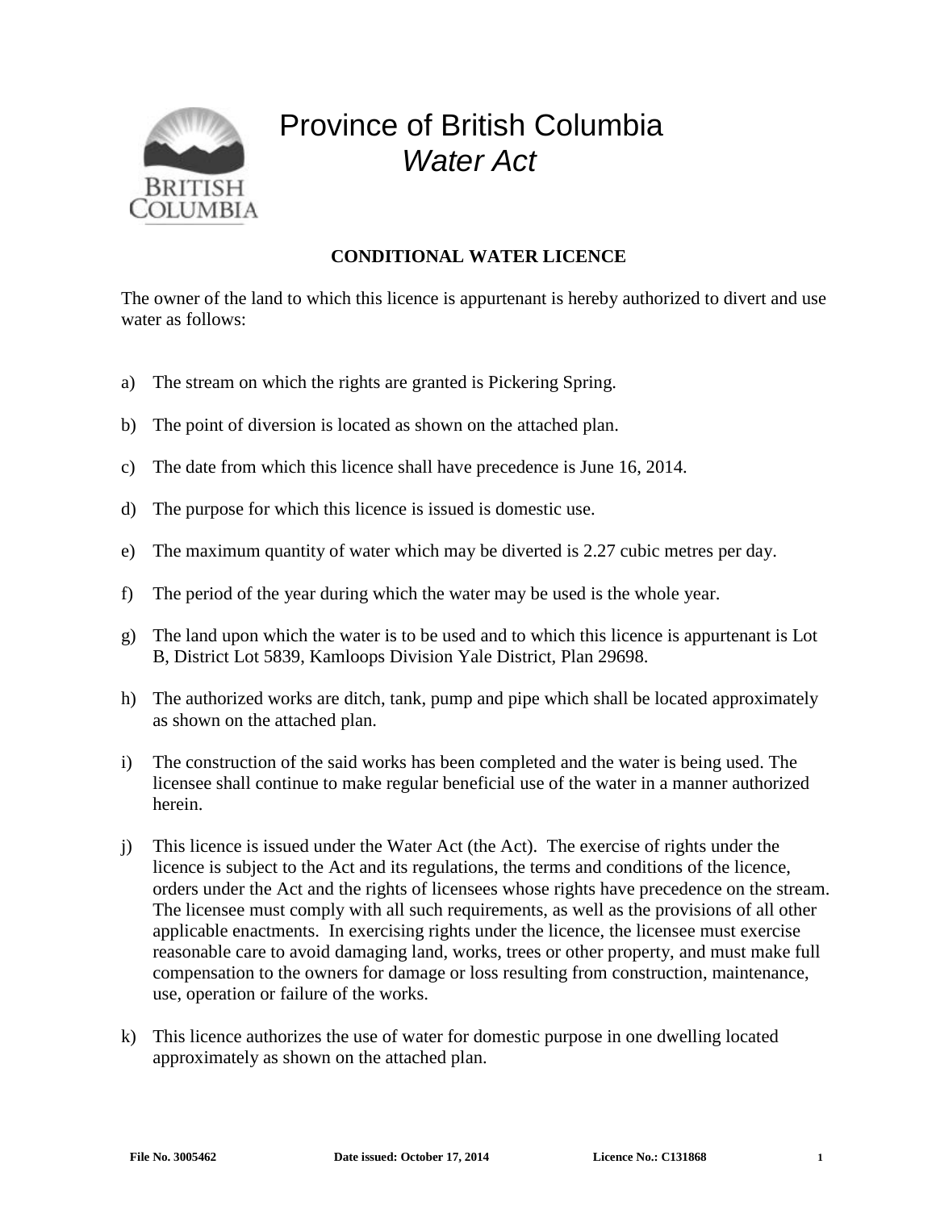# Province of British Columbia

## *Water Act*

**CONDITIONAL WATER LICENCE**

The owner of the land to which this licence is appurtenant is hereby authorized to divert and use water as follows:

a) The stream on which the rights are granted is Pickering Spring.

b) The point of diversion is located as shown on the attached plan.

c) The date from which this licence shall have precedence is June 16, 2014.

d) The purpose for which this licence is issued is domestic use.

e) The maximum quantity of water which may be diverted is 2.27 cubic metres per day.

f) The period of the year during which the water may be used is the whole year.

g) The land upon which the water is to be used and to which this licence is appurtenant is Lot B, District Lot 5839, Kamloops Division Yale District, Plan 29698.

h) The authorized works are ditch, tank, pump and pipe which shall be located approximately as shown on the attached plan.

i) The construction of the said works has been completed and the water is being used. The licensee shall continue to make regular beneficial use of the water in a manner authorized herein.

j) This licence is issued under the Water Act (the Act). The exercise of rights under the licence is subject to the Act and its regulations, the terms and conditions of the licence, orders under the Act and the rights of licensees whose rights have precedence on the stream. The licensee must comply with all such requirements, as well as the provisions of all other applicable enactments. In exercising rights under the licence, the licensee must exercise reasonable care to avoid damaging land, works, trees or other property, and must make full compensation to the owners for damage or loss resulting from construction, maintenance, use, operation or failure of the works.

k) This licence authorizes the use of water for domestic purpose in one dwelling located approximately as shown on the attached plan.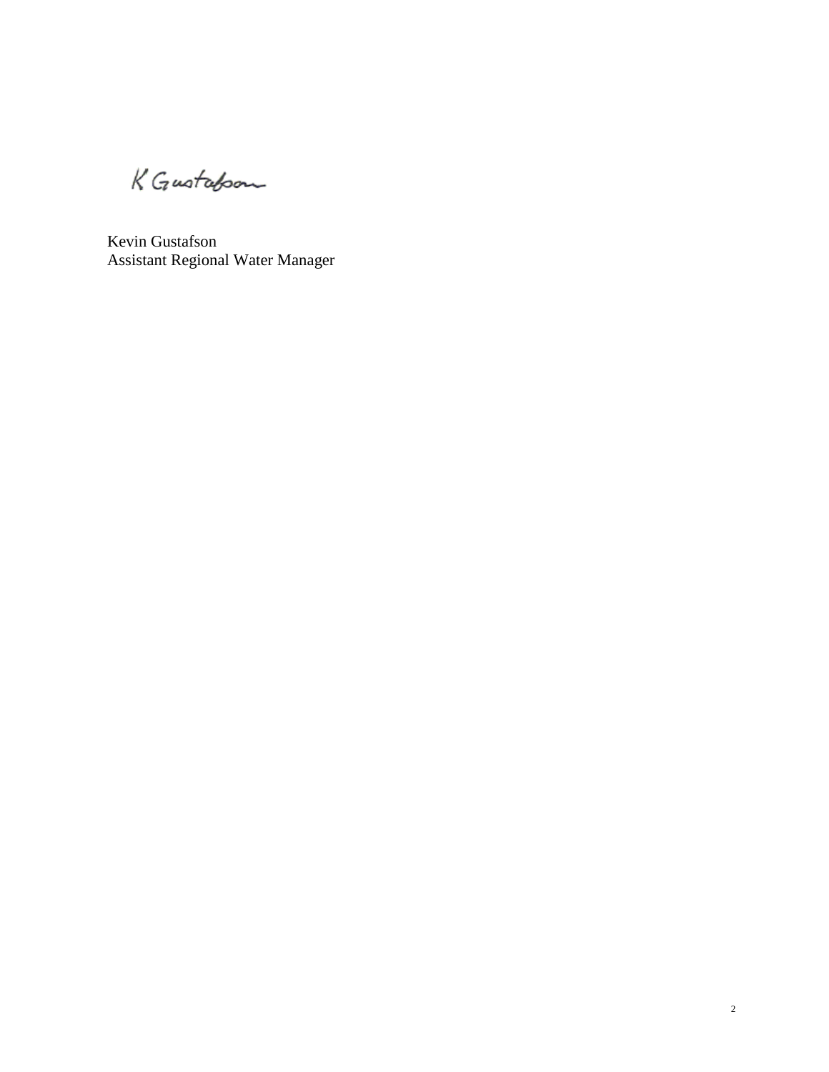K Gustafson

Kevin Gustafson  
Assistant Regional Water Manager